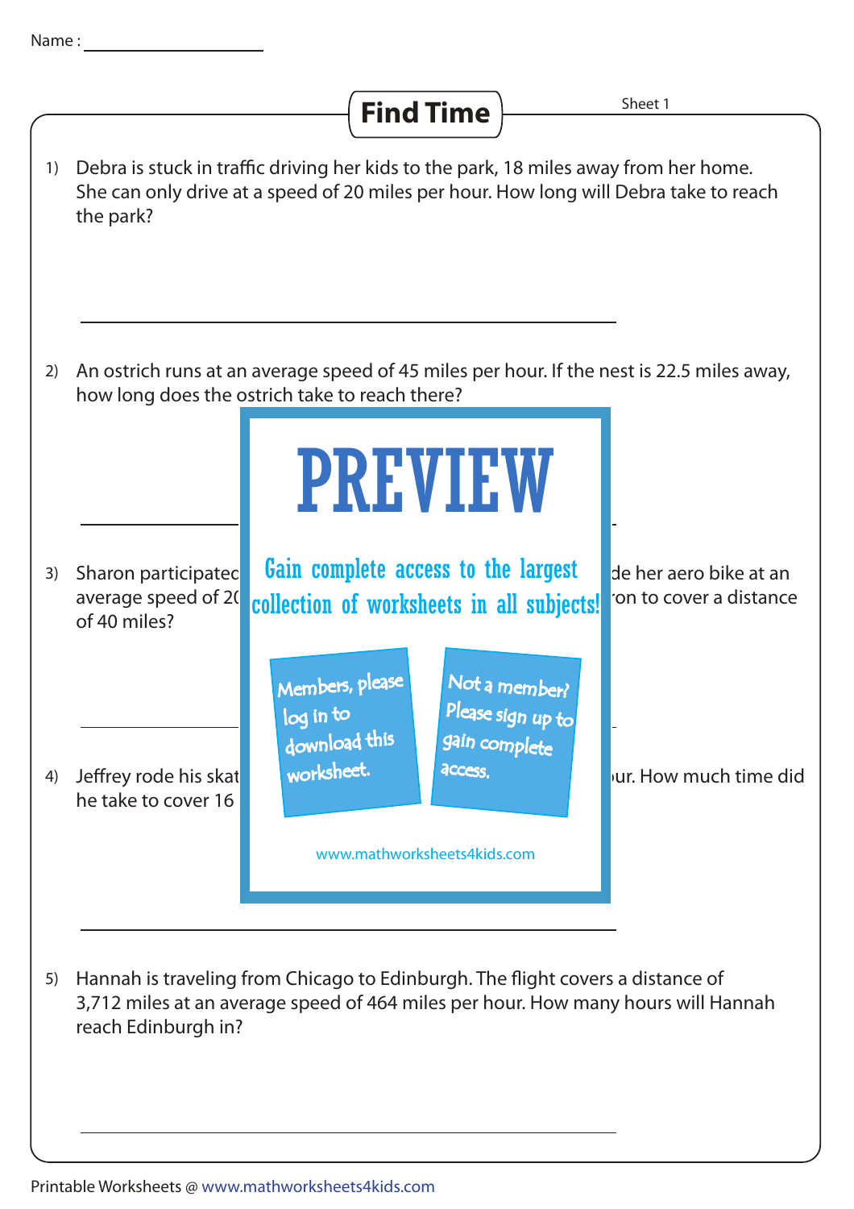Name : 

# Find Time

Sheet 1

1) Debra is stuck in traffic driving her kids to the park, 18 miles away from her home. She can only drive at a speed of 20 miles per hour. How long will Debra take to reach the park?

2) An ostrich runs at an average speed of 45 miles per hour. If the nest is 22.5 miles away, how long does the ostrich take to reach there?

PREVIEW

Gain complete access to the largest collection of worksheets in all subjects!

Members, please log in to download this worksheet.

Not a member? Please sign up to gain complete access.

www.mathworksheets4kids.com

3) Sharon participated ... de her aero bike at an average speed of 2( ... on to cover a distance of 40 miles?

4) Jeffrey rode his skat ... ur. How much time did he take to cover 16

5) Hannah is traveling from Chicago to Edinburgh. The flight covers a distance of 3,712 miles at an average speed of 464 miles per hour. How many hours will Hannah reach Edinburgh in?

Printable Worksheets @ www.mathworksheets4kids.com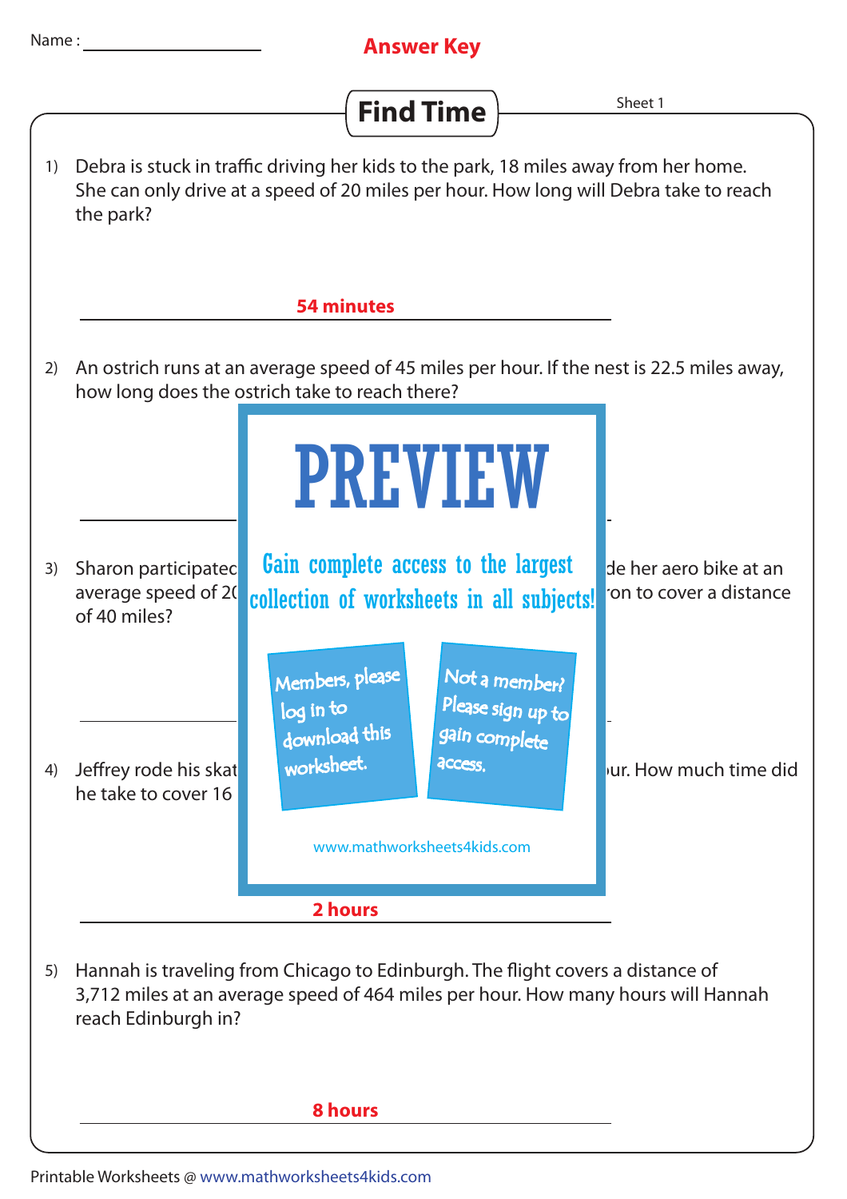Name : ____________________

**Answer Key**

# Find Time

Sheet 1

1) Debra is stuck in traffic driving her kids to the park, 18 miles away from her home. She can only drive at a speed of 20 miles per hour. How long will Debra take to reach the park?

**54 minutes**

2) An ostrich runs at an average speed of 45 miles per hour. If the nest is 22.5 miles away, how long does the ostrich take to reach there?

3) Sharon participated ... de her aero bike at an average speed of 2( ... on to cover a distance of 40 miles?

4) Jeffrey rode his skat ... ur. How much time did he take to cover 16

**2 hours**

5) Hannah is traveling from Chicago to Edinburgh. The flight covers a distance of 3,712 miles at an average speed of 464 miles per hour. How many hours will Hannah reach Edinburgh in?

**8 hours**

PREVIEW

Gain complete access to the largest collection of worksheets in all subjects!

Members, please log in to download this worksheet.

Not a member? Please sign up to gain complete access.

www.mathworksheets4kids.com

Printable Worksheets @ www.mathworksheets4kids.com